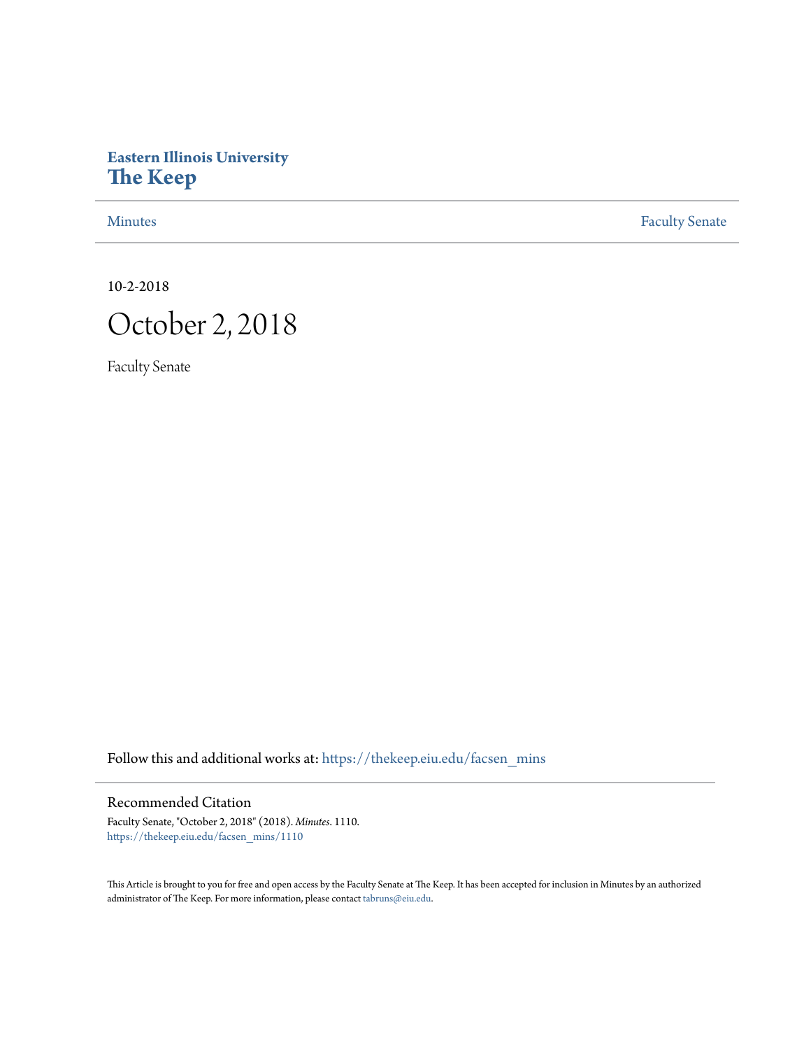# Eastern Illinois University
# The Keep

Minutes | Faculty Senate

10-2-2018

# October 2, 2018

Faculty Senate

Follow this and additional works at: https://thekeep.eiu.edu/facsen_mins

## Recommended Citation

Faculty Senate, "October 2, 2018" (2018). *Minutes*. 1110.
https://thekeep.eiu.edu/facsen_mins/1110

This Article is brought to you for free and open access by the Faculty Senate at The Keep. It has been accepted for inclusion in Minutes by an authorized administrator of The Keep. For more information, please contact tabruns@eiu.edu.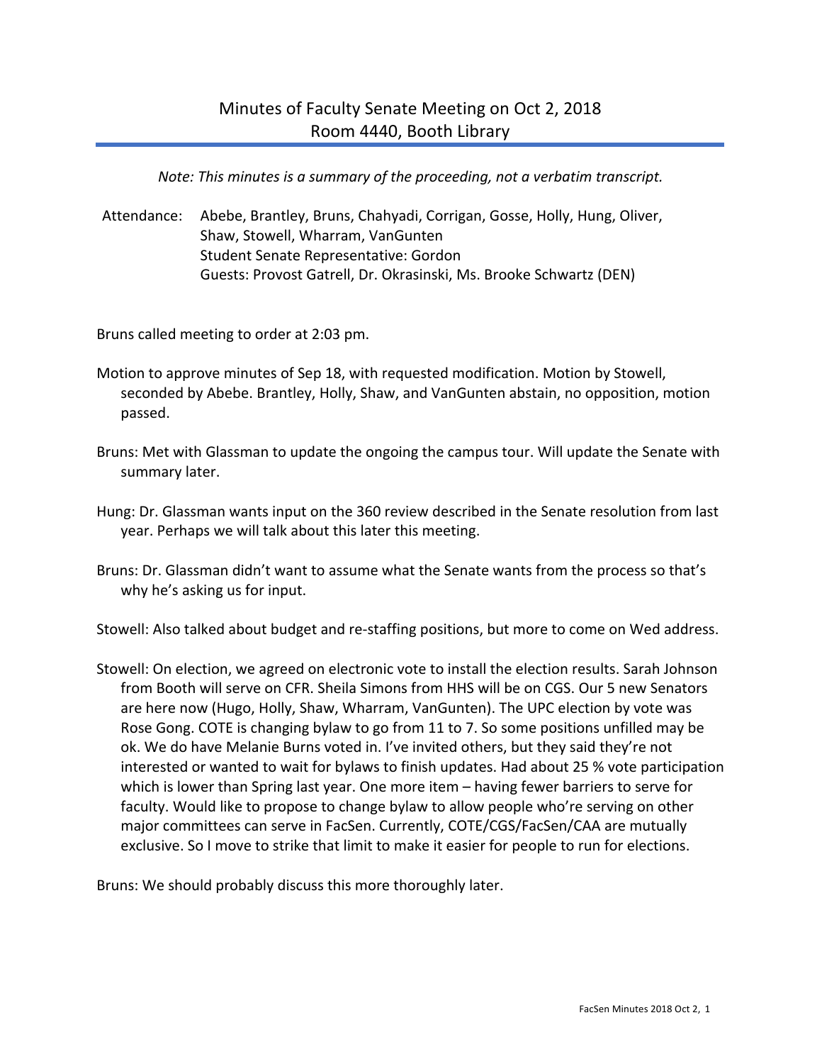# Minutes of Faculty Senate Meeting on Oct 2, 2018
## Room 4440, Booth Library

*Note: This minutes is a summary of the proceeding, not a verbatim transcript.*

Attendance: Abebe, Brantley, Bruns, Chahyadi, Corrigan, Gosse, Holly, Hung, Oliver, Shaw, Stowell, Wharram, VanGunten
Student Senate Representative: Gordon
Guests: Provost Gatrell, Dr. Okrasinski, Ms. Brooke Schwartz (DEN)

Bruns called meeting to order at 2:03 pm.

Motion to approve minutes of Sep 18, with requested modification. Motion by Stowell, seconded by Abebe. Brantley, Holly, Shaw, and VanGunten abstain, no opposition, motion passed.

Bruns: Met with Glassman to update the ongoing the campus tour. Will update the Senate with summary later.

Hung: Dr. Glassman wants input on the 360 review described in the Senate resolution from last year. Perhaps we will talk about this later this meeting.

Bruns: Dr. Glassman didn't want to assume what the Senate wants from the process so that's why he's asking us for input.

Stowell: Also talked about budget and re-staffing positions, but more to come on Wed address.

Stowell: On election, we agreed on electronic vote to install the election results. Sarah Johnson from Booth will serve on CFR. Sheila Simons from HHS will be on CGS. Our 5 new Senators are here now (Hugo, Holly, Shaw, Wharram, VanGunten). The UPC election by vote was Rose Gong. COTE is changing bylaw to go from 11 to 7. So some positions unfilled may be ok. We do have Melanie Burns voted in. I've invited others, but they said they're not interested or wanted to wait for bylaws to finish updates. Had about 25 % vote participation which is lower than Spring last year. One more item – having fewer barriers to serve for faculty. Would like to propose to change bylaw to allow people who're serving on other major committees can serve in FacSen. Currently, COTE/CGS/FacSen/CAA are mutually exclusive. So I move to strike that limit to make it easier for people to run for elections.

Bruns: We should probably discuss this more thoroughly later.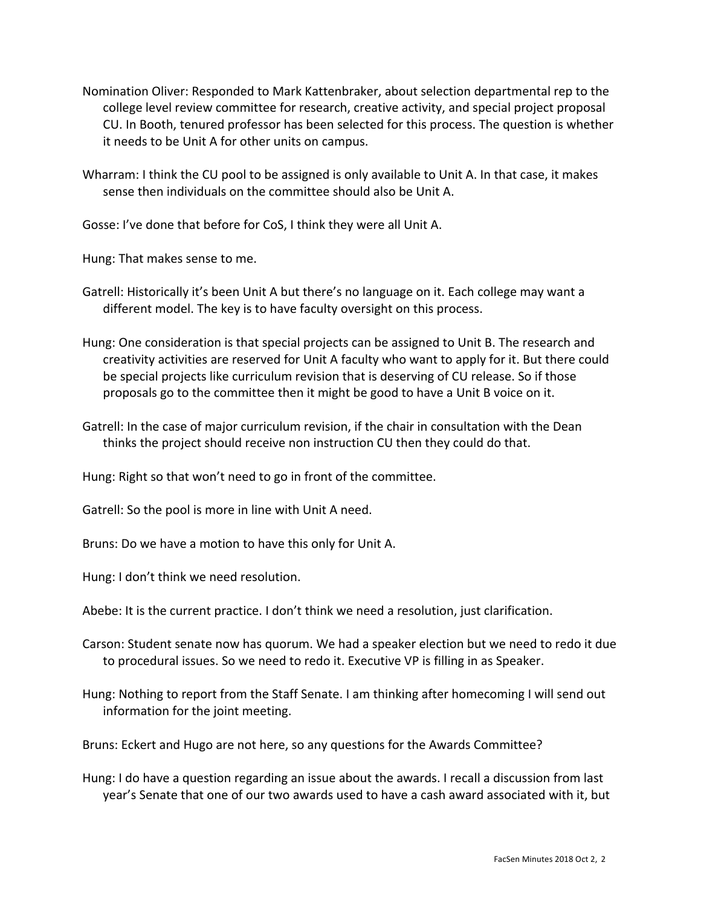Nomination Oliver: Responded to Mark Kattenbraker, about selection departmental rep to the college level review committee for research, creative activity, and special project proposal CU. In Booth, tenured professor has been selected for this process. The question is whether it needs to be Unit A for other units on campus.

Wharram: I think the CU pool to be assigned is only available to Unit A. In that case, it makes sense then individuals on the committee should also be Unit A.

Gosse: I've done that before for CoS, I think they were all Unit A.

Hung: That makes sense to me.

Gatrell: Historically it's been Unit A but there's no language on it. Each college may want a different model. The key is to have faculty oversight on this process.

Hung: One consideration is that special projects can be assigned to Unit B. The research and creativity activities are reserved for Unit A faculty who want to apply for it. But there could be special projects like curriculum revision that is deserving of CU release. So if those proposals go to the committee then it might be good to have a Unit B voice on it.

Gatrell: In the case of major curriculum revision, if the chair in consultation with the Dean thinks the project should receive non instruction CU then they could do that.

Hung: Right so that won't need to go in front of the committee.

Gatrell: So the pool is more in line with Unit A need.

Bruns: Do we have a motion to have this only for Unit A.

Hung: I don't think we need resolution.

Abebe: It is the current practice. I don't think we need a resolution, just clarification.

Carson: Student senate now has quorum. We had a speaker election but we need to redo it due to procedural issues. So we need to redo it. Executive VP is filling in as Speaker.

Hung: Nothing to report from the Staff Senate. I am thinking after homecoming I will send out information for the joint meeting.

Bruns: Eckert and Hugo are not here, so any questions for the Awards Committee?

Hung: I do have a question regarding an issue about the awards. I recall a discussion from last year's Senate that one of our two awards used to have a cash award associated with it, but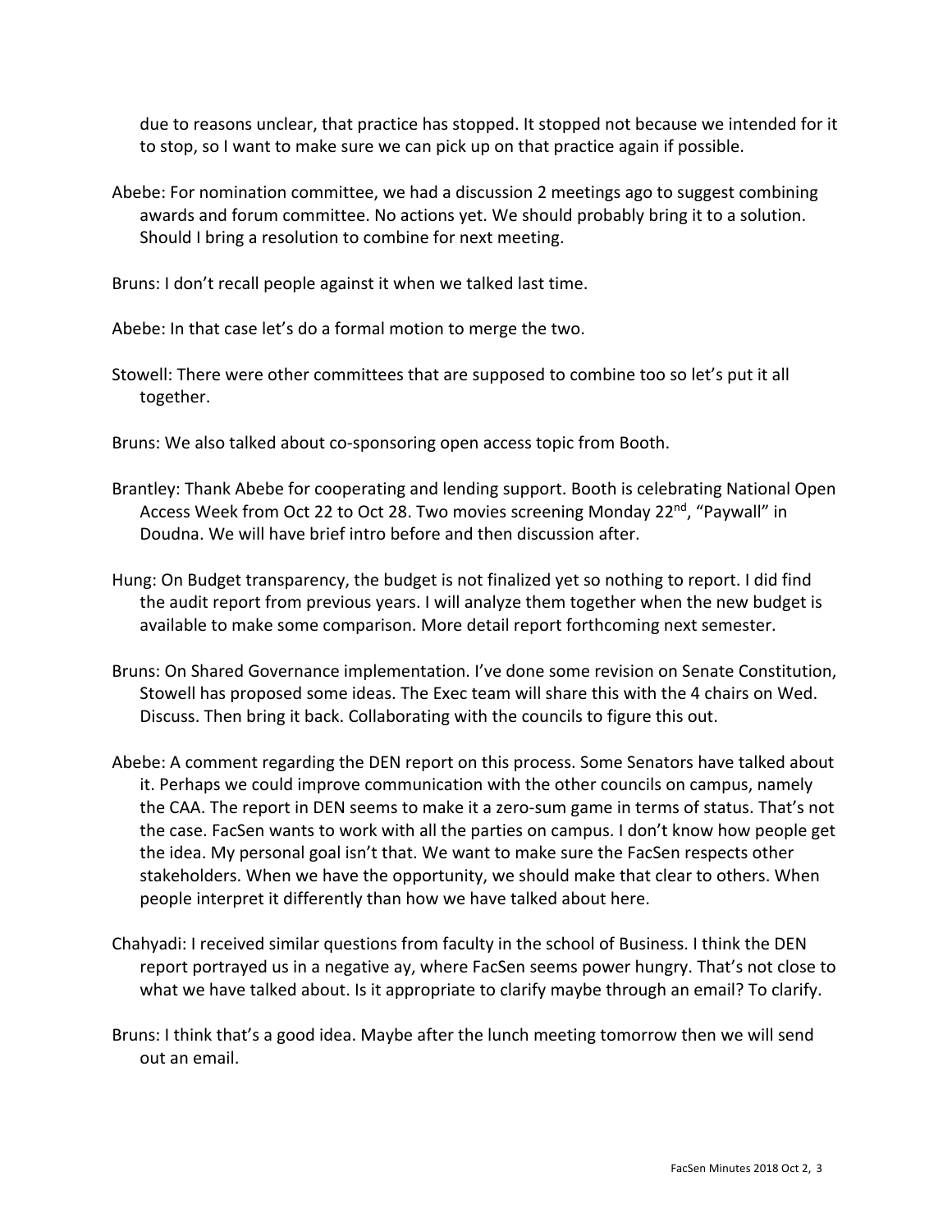due to reasons unclear, that practice has stopped. It stopped not because we intended for it to stop, so I want to make sure we can pick up on that practice again if possible.

Abebe: For nomination committee, we had a discussion 2 meetings ago to suggest combining awards and forum committee. No actions yet. We should probably bring it to a solution. Should I bring a resolution to combine for next meeting.

Bruns: I don't recall people against it when we talked last time.

Abebe: In that case let's do a formal motion to merge the two.

Stowell: There were other committees that are supposed to combine too so let's put it all together.

Bruns: We also talked about co-sponsoring open access topic from Booth.

Brantley: Thank Abebe for cooperating and lending support. Booth is celebrating National Open Access Week from Oct 22 to Oct 28. Two movies screening Monday 22nd, "Paywall" in Doudna. We will have brief intro before and then discussion after.

Hung: On Budget transparency, the budget is not finalized yet so nothing to report. I did find the audit report from previous years. I will analyze them together when the new budget is available to make some comparison. More detail report forthcoming next semester.

Bruns: On Shared Governance implementation. I've done some revision on Senate Constitution, Stowell has proposed some ideas. The Exec team will share this with the 4 chairs on Wed. Discuss. Then bring it back. Collaborating with the councils to figure this out.

Abebe: A comment regarding the DEN report on this process. Some Senators have talked about it. Perhaps we could improve communication with the other councils on campus, namely the CAA. The report in DEN seems to make it a zero-sum game in terms of status. That's not the case. FacSen wants to work with all the parties on campus. I don't know how people get the idea. My personal goal isn't that. We want to make sure the FacSen respects other stakeholders. When we have the opportunity, we should make that clear to others. When people interpret it differently than how we have talked about here.

Chahyadi: I received similar questions from faculty in the school of Business. I think the DEN report portrayed us in a negative ay, where FacSen seems power hungry. That's not close to what we have talked about. Is it appropriate to clarify maybe through an email? To clarify.

Bruns: I think that's a good idea. Maybe after the lunch meeting tomorrow then we will send out an email.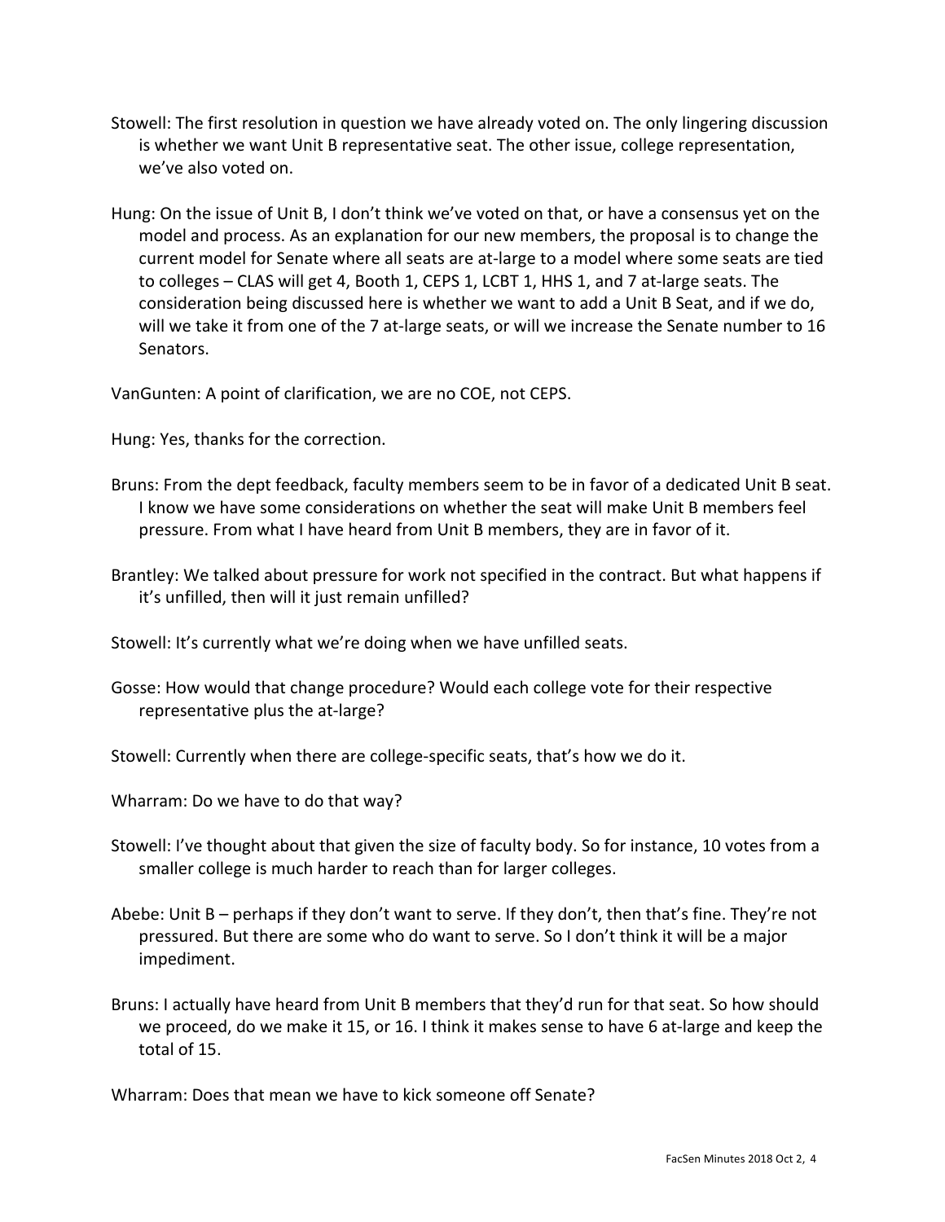Stowell: The first resolution in question we have already voted on. The only lingering discussion is whether we want Unit B representative seat. The other issue, college representation, we've also voted on.

Hung: On the issue of Unit B, I don't think we've voted on that, or have a consensus yet on the model and process. As an explanation for our new members, the proposal is to change the current model for Senate where all seats are at-large to a model where some seats are tied to colleges – CLAS will get 4, Booth 1, CEPS 1, LCBT 1, HHS 1, and 7 at-large seats. The consideration being discussed here is whether we want to add a Unit B Seat, and if we do, will we take it from one of the 7 at-large seats, or will we increase the Senate number to 16 Senators.

VanGunten: A point of clarification, we are no COE, not CEPS.

Hung: Yes, thanks for the correction.

Bruns: From the dept feedback, faculty members seem to be in favor of a dedicated Unit B seat. I know we have some considerations on whether the seat will make Unit B members feel pressure. From what I have heard from Unit B members, they are in favor of it.

Brantley: We talked about pressure for work not specified in the contract. But what happens if it's unfilled, then will it just remain unfilled?

Stowell: It's currently what we're doing when we have unfilled seats.

Gosse: How would that change procedure? Would each college vote for their respective representative plus the at-large?

Stowell: Currently when there are college-specific seats, that's how we do it.

Wharram: Do we have to do that way?

Stowell: I've thought about that given the size of faculty body. So for instance, 10 votes from a smaller college is much harder to reach than for larger colleges.

Abebe: Unit B – perhaps if they don't want to serve. If they don't, then that's fine. They're not pressured. But there are some who do want to serve. So I don't think it will be a major impediment.

Bruns: I actually have heard from Unit B members that they'd run for that seat. So how should we proceed, do we make it 15, or 16. I think it makes sense to have 6 at-large and keep the total of 15.

Wharram: Does that mean we have to kick someone off Senate?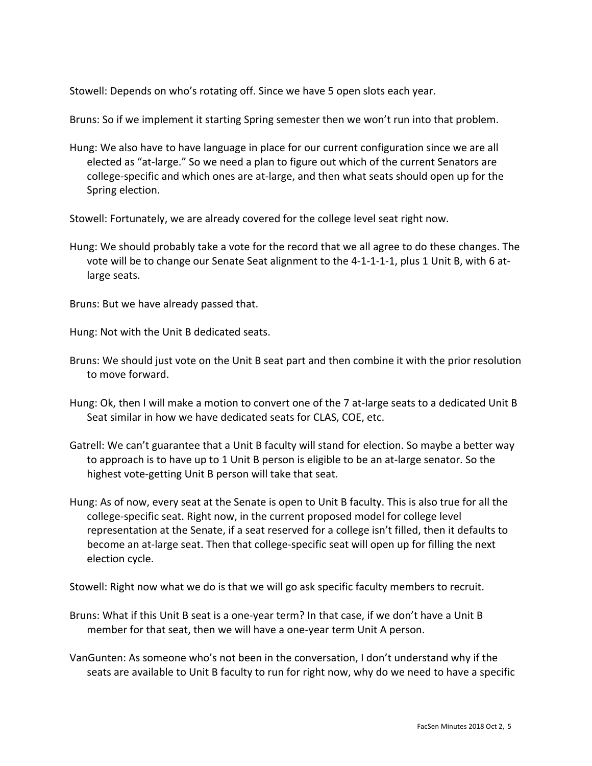Stowell: Depends on who's rotating off. Since we have 5 open slots each year.

Bruns: So if we implement it starting Spring semester then we won't run into that problem.

Hung: We also have to have language in place for our current configuration since we are all elected as "at-large." So we need a plan to figure out which of the current Senators are college-specific and which ones are at-large, and then what seats should open up for the Spring election.

Stowell: Fortunately, we are already covered for the college level seat right now.

Hung: We should probably take a vote for the record that we all agree to do these changes. The vote will be to change our Senate Seat alignment to the 4-1-1-1-1, plus 1 Unit B, with 6 at-large seats.

Bruns: But we have already passed that.

Hung: Not with the Unit B dedicated seats.

Bruns: We should just vote on the Unit B seat part and then combine it with the prior resolution to move forward.

Hung: Ok, then I will make a motion to convert one of the 7 at-large seats to a dedicated Unit B Seat similar in how we have dedicated seats for CLAS, COE, etc.

Gatrell: We can't guarantee that a Unit B faculty will stand for election. So maybe a better way to approach is to have up to 1 Unit B person is eligible to be an at-large senator. So the highest vote-getting Unit B person will take that seat.

Hung: As of now, every seat at the Senate is open to Unit B faculty. This is also true for all the college-specific seat. Right now, in the current proposed model for college level representation at the Senate, if a seat reserved for a college isn't filled, then it defaults to become an at-large seat. Then that college-specific seat will open up for filling the next election cycle.

Stowell: Right now what we do is that we will go ask specific faculty members to recruit.

Bruns: What if this Unit B seat is a one-year term? In that case, if we don't have a Unit B member for that seat, then we will have a one-year term Unit A person.

VanGunten: As someone who's not been in the conversation, I don't understand why if the seats are available to Unit B faculty to run for right now, why do we need to have a specific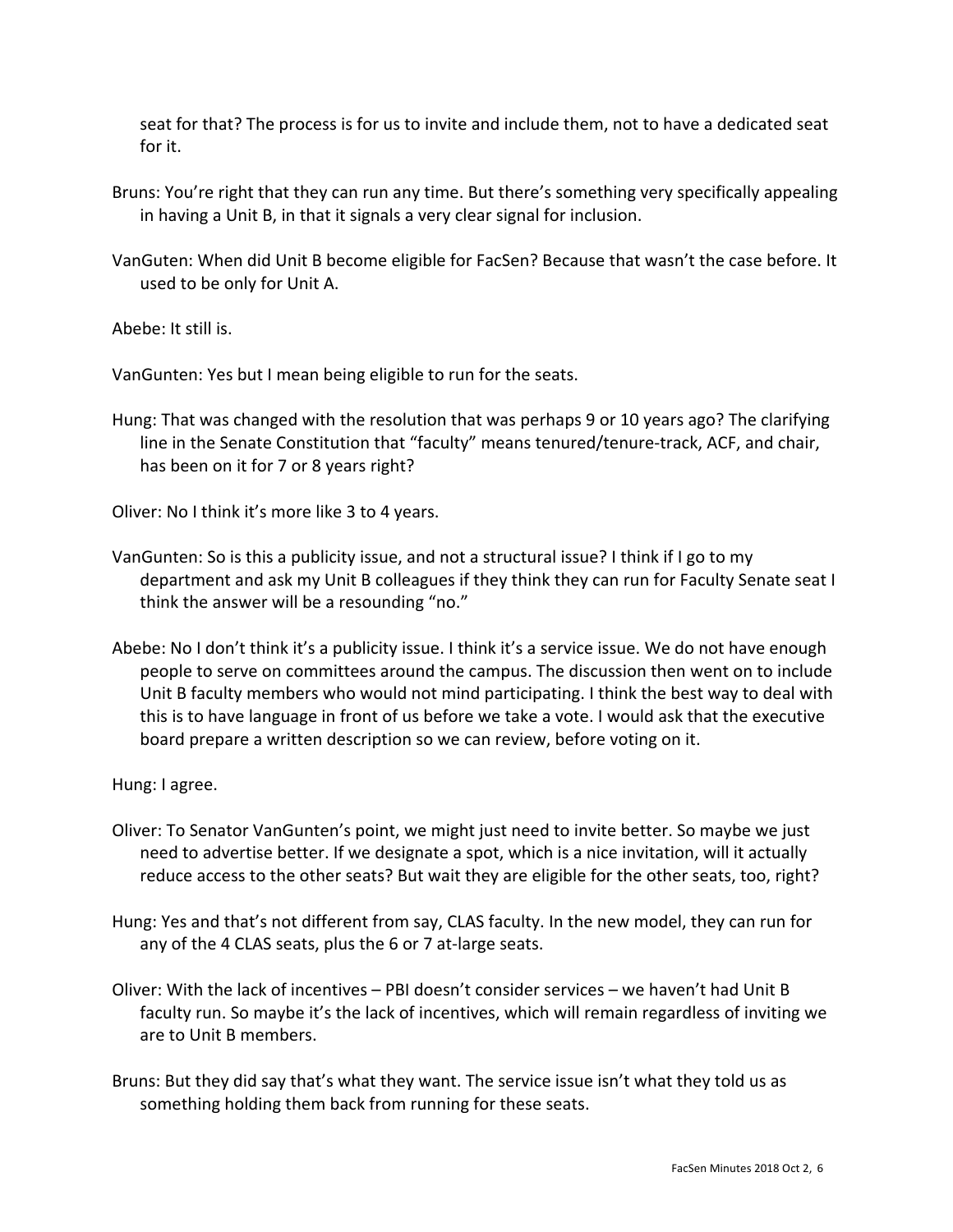seat for that? The process is for us to invite and include them, not to have a dedicated seat for it.

Bruns: You're right that they can run any time. But there's something very specifically appealing in having a Unit B, in that it signals a very clear signal for inclusion.

VanGuten: When did Unit B become eligible for FacSen? Because that wasn't the case before. It used to be only for Unit A.

Abebe: It still is.

VanGunten: Yes but I mean being eligible to run for the seats.

Hung: That was changed with the resolution that was perhaps 9 or 10 years ago? The clarifying line in the Senate Constitution that "faculty" means tenured/tenure-track, ACF, and chair, has been on it for 7 or 8 years right?

Oliver: No I think it's more like 3 to 4 years.

VanGunten: So is this a publicity issue, and not a structural issue? I think if I go to my department and ask my Unit B colleagues if they think they can run for Faculty Senate seat I think the answer will be a resounding "no."

Abebe: No I don't think it's a publicity issue. I think it's a service issue. We do not have enough people to serve on committees around the campus. The discussion then went on to include Unit B faculty members who would not mind participating. I think the best way to deal with this is to have language in front of us before we take a vote. I would ask that the executive board prepare a written description so we can review, before voting on it.

Hung: I agree.

Oliver: To Senator VanGunten's point, we might just need to invite better. So maybe we just need to advertise better. If we designate a spot, which is a nice invitation, will it actually reduce access to the other seats? But wait they are eligible for the other seats, too, right?

Hung: Yes and that's not different from say, CLAS faculty. In the new model, they can run for any of the 4 CLAS seats, plus the 6 or 7 at-large seats.

Oliver: With the lack of incentives – PBI doesn't consider services – we haven't had Unit B faculty run. So maybe it's the lack of incentives, which will remain regardless of inviting we are to Unit B members.

Bruns: But they did say that's what they want. The service issue isn't what they told us as something holding them back from running for these seats.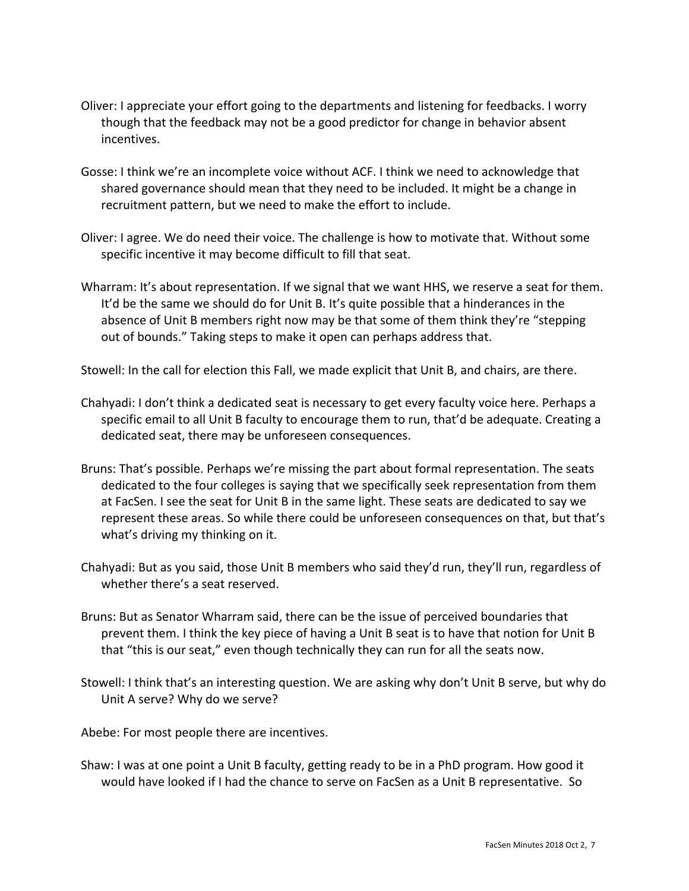Oliver: I appreciate your effort going to the departments and listening for feedbacks. I worry though that the feedback may not be a good predictor for change in behavior absent incentives.

Gosse: I think we're an incomplete voice without ACF. I think we need to acknowledge that shared governance should mean that they need to be included. It might be a change in recruitment pattern, but we need to make the effort to include.

Oliver: I agree. We do need their voice. The challenge is how to motivate that. Without some specific incentive it may become difficult to fill that seat.

Wharram: It's about representation. If we signal that we want HHS, we reserve a seat for them. It'd be the same we should do for Unit B. It's quite possible that a hinderances in the absence of Unit B members right now may be that some of them think they're "stepping out of bounds." Taking steps to make it open can perhaps address that.

Stowell: In the call for election this Fall, we made explicit that Unit B, and chairs, are there.

Chahyadi: I don't think a dedicated seat is necessary to get every faculty voice here. Perhaps a specific email to all Unit B faculty to encourage them to run, that'd be adequate. Creating a dedicated seat, there may be unforeseen consequences.

Bruns: That's possible. Perhaps we're missing the part about formal representation. The seats dedicated to the four colleges is saying that we specifically seek representation from them at FacSen. I see the seat for Unit B in the same light. These seats are dedicated to say we represent these areas. So while there could be unforeseen consequences on that, but that's what's driving my thinking on it.

Chahyadi: But as you said, those Unit B members who said they'd run, they'll run, regardless of whether there's a seat reserved.

Bruns: But as Senator Wharram said, there can be the issue of perceived boundaries that prevent them. I think the key piece of having a Unit B seat is to have that notion for Unit B that "this is our seat," even though technically they can run for all the seats now.

Stowell: I think that's an interesting question. We are asking why don't Unit B serve, but why do Unit A serve? Why do we serve?

Abebe: For most people there are incentives.

Shaw: I was at one point a Unit B faculty, getting ready to be in a PhD program. How good it would have looked if I had the chance to serve on FacSen as a Unit B representative. So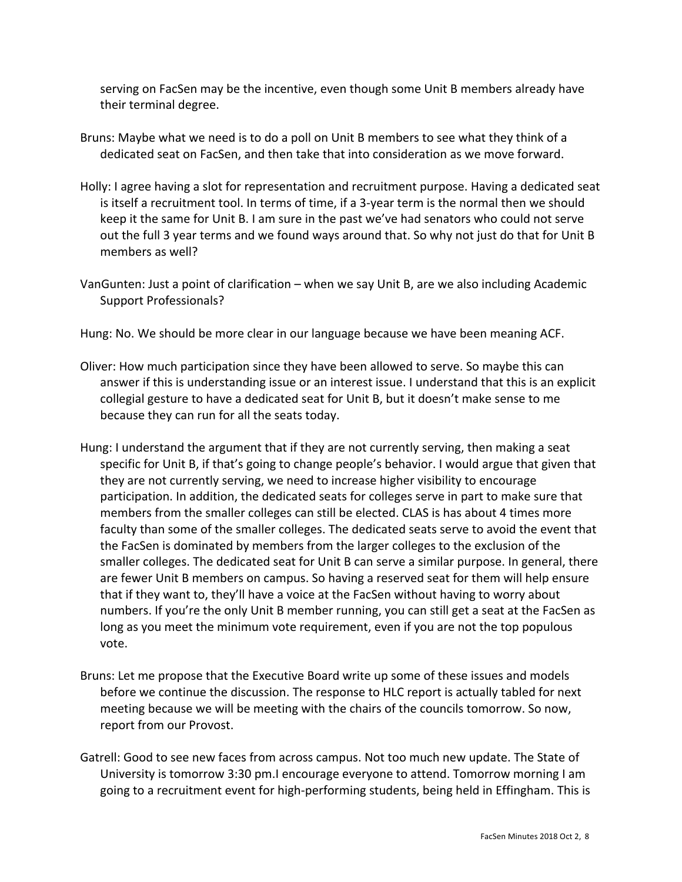serving on FacSen may be the incentive, even though some Unit B members already have their terminal degree.

Bruns: Maybe what we need is to do a poll on Unit B members to see what they think of a dedicated seat on FacSen, and then take that into consideration as we move forward.

Holly: I agree having a slot for representation and recruitment purpose. Having a dedicated seat is itself a recruitment tool. In terms of time, if a 3-year term is the normal then we should keep it the same for Unit B. I am sure in the past we've had senators who could not serve out the full 3 year terms and we found ways around that. So why not just do that for Unit B members as well?

VanGunten: Just a point of clarification – when we say Unit B, are we also including Academic Support Professionals?

Hung: No. We should be more clear in our language because we have been meaning ACF.

Oliver: How much participation since they have been allowed to serve. So maybe this can answer if this is understanding issue or an interest issue. I understand that this is an explicit collegial gesture to have a dedicated seat for Unit B, but it doesn't make sense to me because they can run for all the seats today.

Hung: I understand the argument that if they are not currently serving, then making a seat specific for Unit B, if that's going to change people's behavior. I would argue that given that they are not currently serving, we need to increase higher visibility to encourage participation. In addition, the dedicated seats for colleges serve in part to make sure that members from the smaller colleges can still be elected. CLAS is has about 4 times more faculty than some of the smaller colleges. The dedicated seats serve to avoid the event that the FacSen is dominated by members from the larger colleges to the exclusion of the smaller colleges. The dedicated seat for Unit B can serve a similar purpose. In general, there are fewer Unit B members on campus. So having a reserved seat for them will help ensure that if they want to, they'll have a voice at the FacSen without having to worry about numbers. If you're the only Unit B member running, you can still get a seat at the FacSen as long as you meet the minimum vote requirement, even if you are not the top populous vote.

Bruns: Let me propose that the Executive Board write up some of these issues and models before we continue the discussion. The response to HLC report is actually tabled for next meeting because we will be meeting with the chairs of the councils tomorrow. So now, report from our Provost.

Gatrell: Good to see new faces from across campus. Not too much new update. The State of University is tomorrow 3:30 pm.I encourage everyone to attend. Tomorrow morning I am going to a recruitment event for high-performing students, being held in Effingham. This is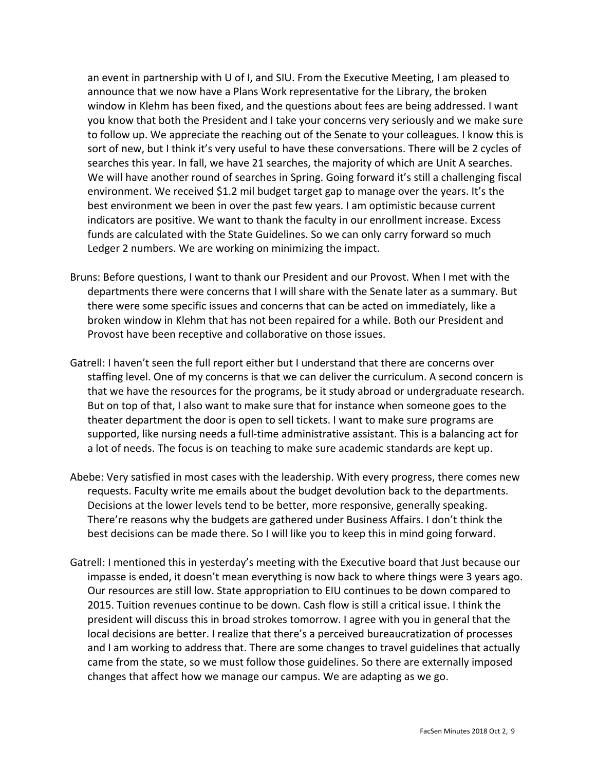an event in partnership with U of I, and SIU. From the Executive Meeting, I am pleased to announce that we now have a Plans Work representative for the Library, the broken window in Klehm has been fixed, and the questions about fees are being addressed. I want you know that both the President and I take your concerns very seriously and we make sure to follow up. We appreciate the reaching out of the Senate to your colleagues. I know this is sort of new, but I think it's very useful to have these conversations. There will be 2 cycles of searches this year. In fall, we have 21 searches, the majority of which are Unit A searches. We will have another round of searches in Spring. Going forward it's still a challenging fiscal environment. We received $1.2 mil budget target gap to manage over the years. It's the best environment we been in over the past few years. I am optimistic because current indicators are positive. We want to thank the faculty in our enrollment increase. Excess funds are calculated with the State Guidelines. So we can only carry forward so much Ledger 2 numbers. We are working on minimizing the impact.

Bruns: Before questions, I want to thank our President and our Provost. When I met with the departments there were concerns that I will share with the Senate later as a summary. But there were some specific issues and concerns that can be acted on immediately, like a broken window in Klehm that has not been repaired for a while. Both our President and Provost have been receptive and collaborative on those issues.

Gatrell: I haven't seen the full report either but I understand that there are concerns over staffing level. One of my concerns is that we can deliver the curriculum. A second concern is that we have the resources for the programs, be it study abroad or undergraduate research. But on top of that, I also want to make sure that for instance when someone goes to the theater department the door is open to sell tickets. I want to make sure programs are supported, like nursing needs a full-time administrative assistant. This is a balancing act for a lot of needs. The focus is on teaching to make sure academic standards are kept up.

Abebe: Very satisfied in most cases with the leadership. With every progress, there comes new requests. Faculty write me emails about the budget devolution back to the departments. Decisions at the lower levels tend to be better, more responsive, generally speaking. There're reasons why the budgets are gathered under Business Affairs. I don't think the best decisions can be made there. So I will like you to keep this in mind going forward.

Gatrell: I mentioned this in yesterday's meeting with the Executive board that Just because our impasse is ended, it doesn't mean everything is now back to where things were 3 years ago. Our resources are still low. State appropriation to EIU continues to be down compared to 2015. Tuition revenues continue to be down. Cash flow is still a critical issue. I think the president will discuss this in broad strokes tomorrow. I agree with you in general that the local decisions are better. I realize that there's a perceived bureaucratization of processes and I am working to address that. There are some changes to travel guidelines that actually came from the state, so we must follow those guidelines. So there are externally imposed changes that affect how we manage our campus. We are adapting as we go.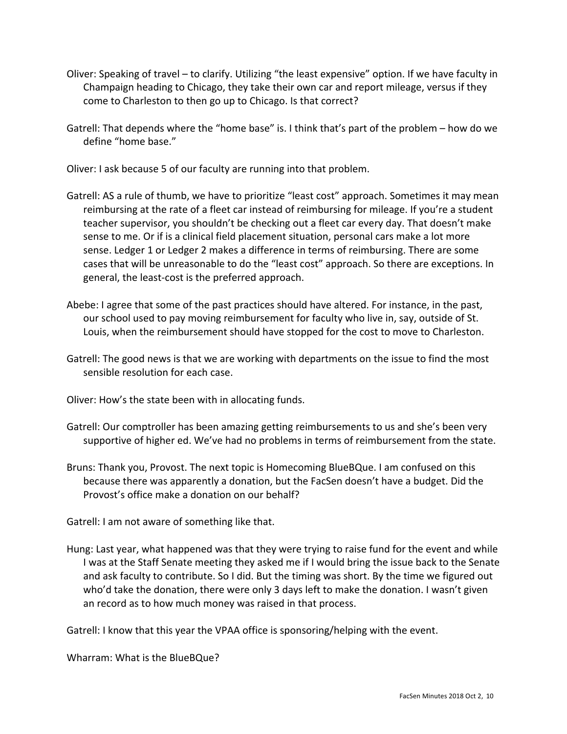Oliver: Speaking of travel – to clarify. Utilizing "the least expensive" option. If we have faculty in Champaign heading to Chicago, they take their own car and report mileage, versus if they come to Charleston to then go up to Chicago. Is that correct?

Gatrell: That depends where the "home base" is. I think that's part of the problem – how do we define "home base."

Oliver: I ask because 5 of our faculty are running into that problem.

Gatrell: AS a rule of thumb, we have to prioritize "least cost" approach. Sometimes it may mean reimbursing at the rate of a fleet car instead of reimbursing for mileage. If you're a student teacher supervisor, you shouldn't be checking out a fleet car every day. That doesn't make sense to me. Or if is a clinical field placement situation, personal cars make a lot more sense. Ledger 1 or Ledger 2 makes a difference in terms of reimbursing. There are some cases that will be unreasonable to do the "least cost" approach. So there are exceptions. In general, the least-cost is the preferred approach.

Abebe: I agree that some of the past practices should have altered. For instance, in the past, our school used to pay moving reimbursement for faculty who live in, say, outside of St. Louis, when the reimbursement should have stopped for the cost to move to Charleston.

Gatrell: The good news is that we are working with departments on the issue to find the most sensible resolution for each case.

Oliver: How's the state been with in allocating funds.

Gatrell: Our comptroller has been amazing getting reimbursements to us and she's been very supportive of higher ed. We've had no problems in terms of reimbursement from the state.

Bruns: Thank you, Provost. The next topic is Homecoming BlueBQue. I am confused on this because there was apparently a donation, but the FacSen doesn't have a budget. Did the Provost's office make a donation on our behalf?

Gatrell: I am not aware of something like that.

Hung: Last year, what happened was that they were trying to raise fund for the event and while I was at the Staff Senate meeting they asked me if I would bring the issue back to the Senate and ask faculty to contribute. So I did. But the timing was short. By the time we figured out who'd take the donation, there were only 3 days left to make the donation. I wasn't given an record as to how much money was raised in that process.

Gatrell: I know that this year the VPAA office is sponsoring/helping with the event.

Wharram: What is the BlueBQue?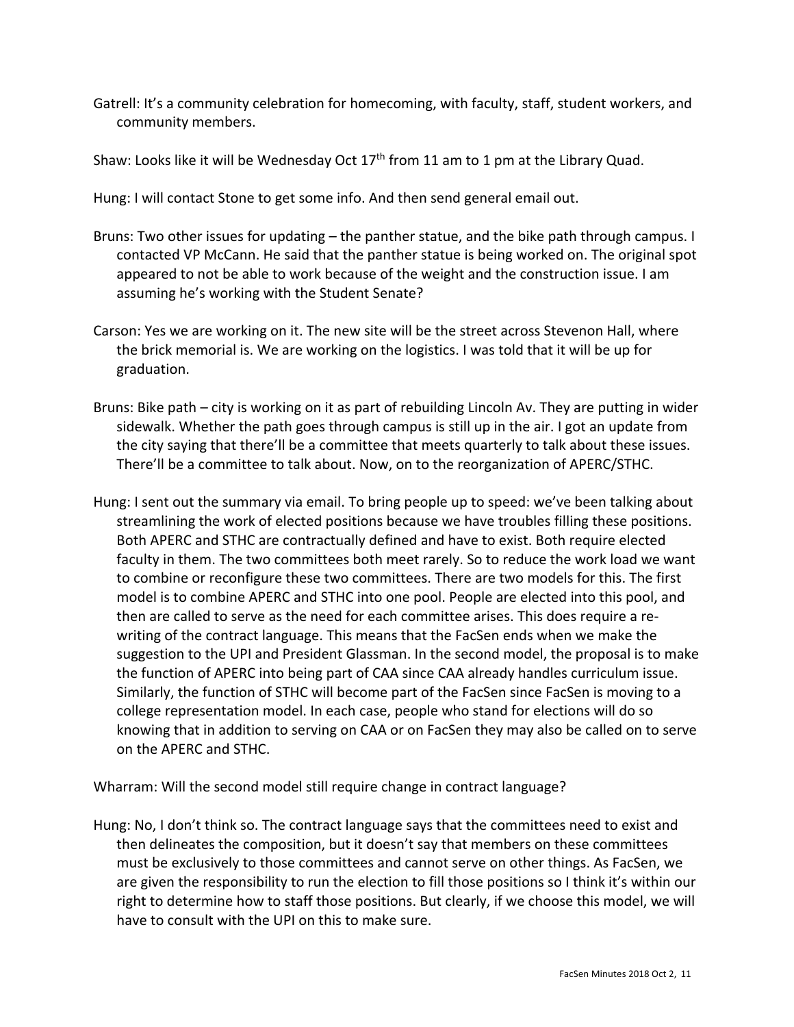Gatrell: It's a community celebration for homecoming, with faculty, staff, student workers, and community members.

Shaw: Looks like it will be Wednesday Oct 17th from 11 am to 1 pm at the Library Quad.

Hung: I will contact Stone to get some info. And then send general email out.

Bruns: Two other issues for updating – the panther statue, and the bike path through campus. I contacted VP McCann. He said that the panther statue is being worked on. The original spot appeared to not be able to work because of the weight and the construction issue. I am assuming he's working with the Student Senate?

Carson: Yes we are working on it. The new site will be the street across Stevenon Hall, where the brick memorial is. We are working on the logistics. I was told that it will be up for graduation.

Bruns: Bike path – city is working on it as part of rebuilding Lincoln Av. They are putting in wider sidewalk. Whether the path goes through campus is still up in the air. I got an update from the city saying that there'll be a committee that meets quarterly to talk about these issues. There'll be a committee to talk about. Now, on to the reorganization of APERC/STHC.

Hung: I sent out the summary via email. To bring people up to speed: we've been talking about streamlining the work of elected positions because we have troubles filling these positions. Both APERC and STHC are contractually defined and have to exist. Both require elected faculty in them. The two committees both meet rarely. So to reduce the work load we want to combine or reconfigure these two committees. There are two models for this. The first model is to combine APERC and STHC into one pool. People are elected into this pool, and then are called to serve as the need for each committee arises. This does require a re-writing of the contract language. This means that the FacSen ends when we make the suggestion to the UPI and President Glassman. In the second model, the proposal is to make the function of APERC into being part of CAA since CAA already handles curriculum issue. Similarly, the function of STHC will become part of the FacSen since FacSen is moving to a college representation model. In each case, people who stand for elections will do so knowing that in addition to serving on CAA or on FacSen they may also be called on to serve on the APERC and STHC.

Wharram: Will the second model still require change in contract language?

Hung: No, I don't think so. The contract language says that the committees need to exist and then delineates the composition, but it doesn't say that members on these committees must be exclusively to those committees and cannot serve on other things. As FacSen, we are given the responsibility to run the election to fill those positions so I think it's within our right to determine how to staff those positions. But clearly, if we choose this model, we will have to consult with the UPI on this to make sure.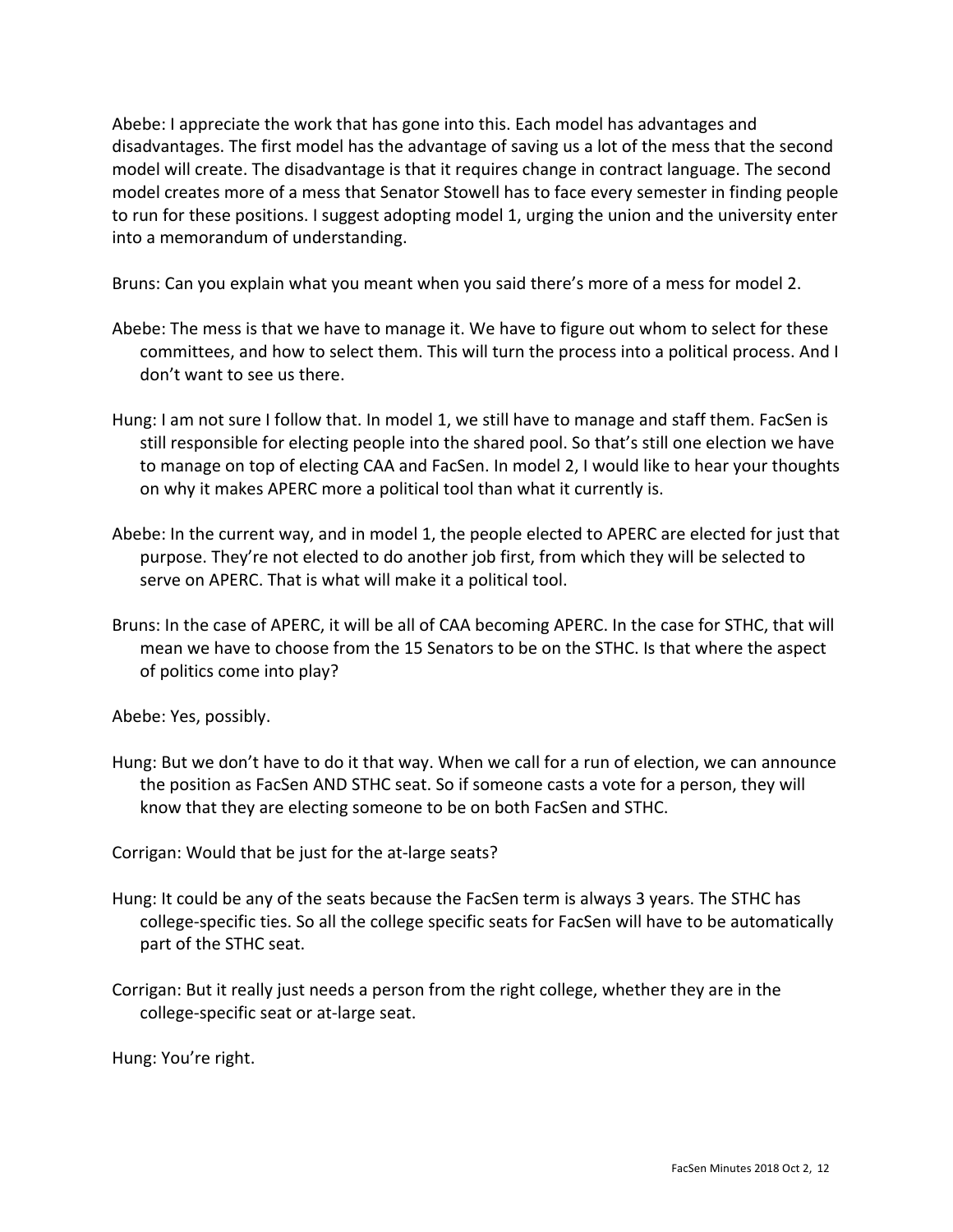Abebe: I appreciate the work that has gone into this. Each model has advantages and disadvantages. The first model has the advantage of saving us a lot of the mess that the second model will create. The disadvantage is that it requires change in contract language. The second model creates more of a mess that Senator Stowell has to face every semester in finding people to run for these positions. I suggest adopting model 1, urging the union and the university enter into a memorandum of understanding.

Bruns: Can you explain what you meant when you said there's more of a mess for model 2.

Abebe: The mess is that we have to manage it. We have to figure out whom to select for these committees, and how to select them. This will turn the process into a political process. And I don't want to see us there.

Hung: I am not sure I follow that. In model 1, we still have to manage and staff them. FacSen is still responsible for electing people into the shared pool. So that's still one election we have to manage on top of electing CAA and FacSen. In model 2, I would like to hear your thoughts on why it makes APERC more a political tool than what it currently is.

Abebe: In the current way, and in model 1, the people elected to APERC are elected for just that purpose. They're not elected to do another job first, from which they will be selected to serve on APERC. That is what will make it a political tool.

Bruns: In the case of APERC, it will be all of CAA becoming APERC. In the case for STHC, that will mean we have to choose from the 15 Senators to be on the STHC. Is that where the aspect of politics come into play?

Abebe: Yes, possibly.

Hung: But we don't have to do it that way. When we call for a run of election, we can announce the position as FacSen AND STHC seat. So if someone casts a vote for a person, they will know that they are electing someone to be on both FacSen and STHC.

Corrigan: Would that be just for the at-large seats?

Hung: It could be any of the seats because the FacSen term is always 3 years. The STHC has college-specific ties. So all the college specific seats for FacSen will have to be automatically part of the STHC seat.

Corrigan: But it really just needs a person from the right college, whether they are in the college-specific seat or at-large seat.

Hung: You're right.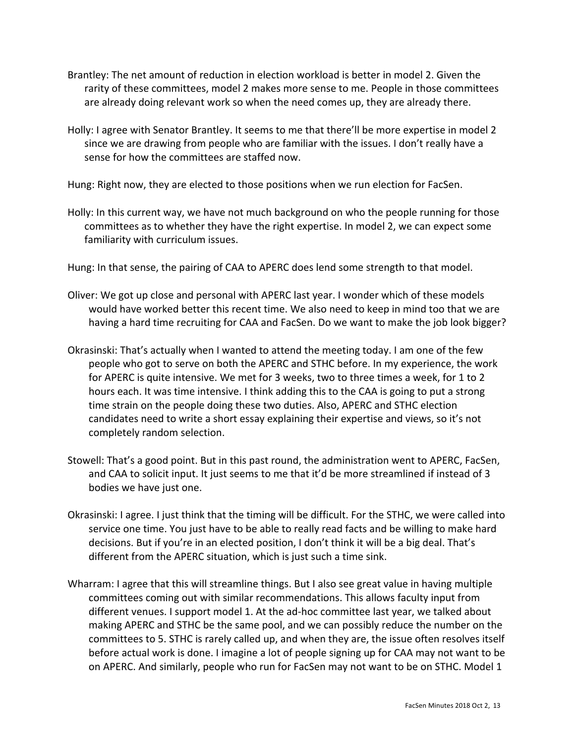Brantley: The net amount of reduction in election workload is better in model 2. Given the rarity of these committees, model 2 makes more sense to me. People in those committees are already doing relevant work so when the need comes up, they are already there.

Holly: I agree with Senator Brantley. It seems to me that there'll be more expertise in model 2 since we are drawing from people who are familiar with the issues. I don't really have a sense for how the committees are staffed now.

Hung: Right now, they are elected to those positions when we run election for FacSen.

Holly: In this current way, we have not much background on who the people running for those committees as to whether they have the right expertise. In model 2, we can expect some familiarity with curriculum issues.

Hung: In that sense, the pairing of CAA to APERC does lend some strength to that model.

Oliver: We got up close and personal with APERC last year. I wonder which of these models would have worked better this recent time. We also need to keep in mind too that we are having a hard time recruiting for CAA and FacSen. Do we want to make the job look bigger?

Okrasinski: That's actually when I wanted to attend the meeting today. I am one of the few people who got to serve on both the APERC and STHC before. In my experience, the work for APERC is quite intensive. We met for 3 weeks, two to three times a week, for 1 to 2 hours each. It was time intensive. I think adding this to the CAA is going to put a strong time strain on the people doing these two duties. Also, APERC and STHC election candidates need to write a short essay explaining their expertise and views, so it's not completely random selection.

Stowell: That's a good point. But in this past round, the administration went to APERC, FacSen, and CAA to solicit input. It just seems to me that it'd be more streamlined if instead of 3 bodies we have just one.

Okrasinski: I agree. I just think that the timing will be difficult. For the STHC, we were called into service one time. You just have to be able to really read facts and be willing to make hard decisions. But if you're in an elected position, I don't think it will be a big deal. That's different from the APERC situation, which is just such a time sink.

Wharram: I agree that this will streamline things. But I also see great value in having multiple committees coming out with similar recommendations. This allows faculty input from different venues. I support model 1. At the ad-hoc committee last year, we talked about making APERC and STHC be the same pool, and we can possibly reduce the number on the committees to 5. STHC is rarely called up, and when they are, the issue often resolves itself before actual work is done. I imagine a lot of people signing up for CAA may not want to be on APERC. And similarly, people who run for FacSen may not want to be on STHC. Model 1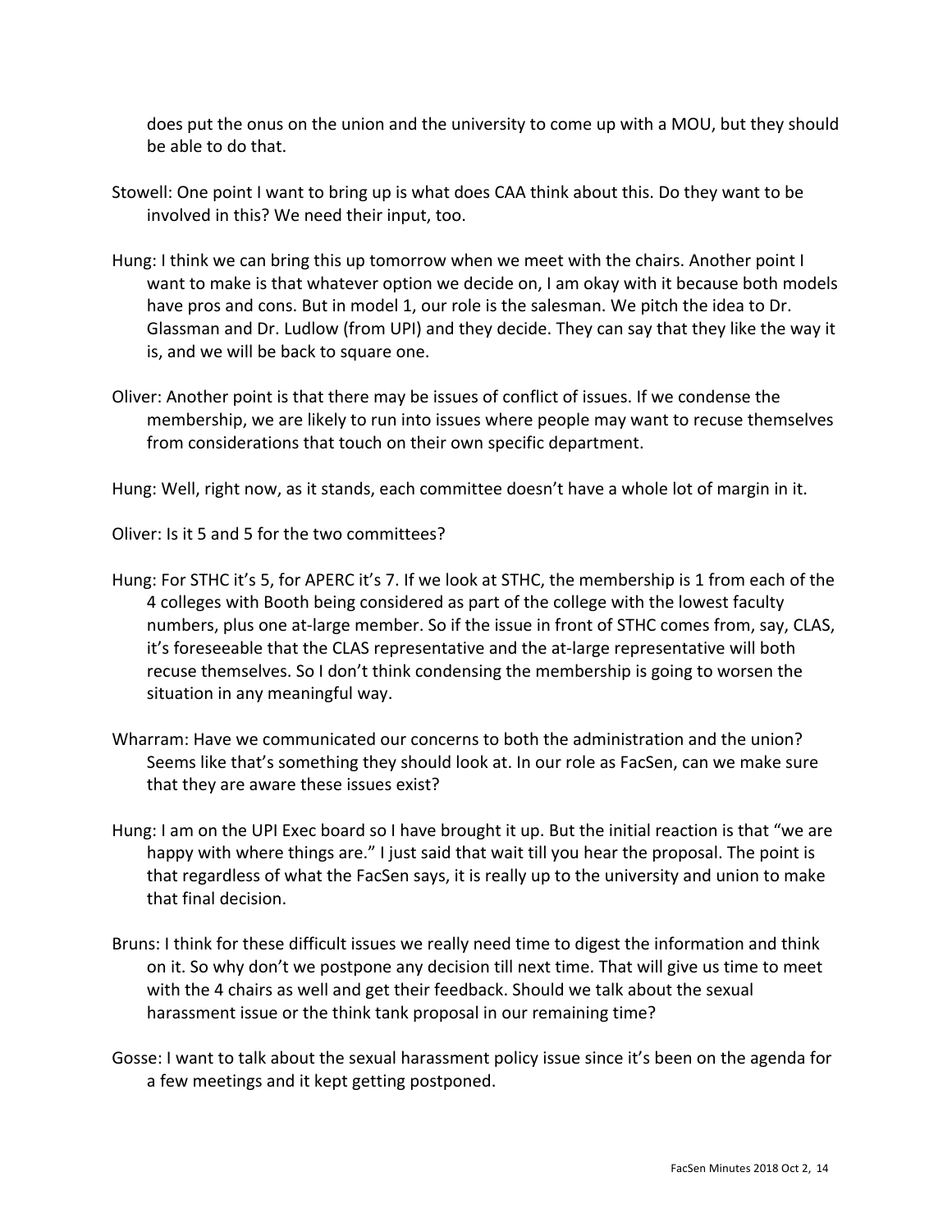does put the onus on the union and the university to come up with a MOU, but they should be able to do that.

Stowell: One point I want to bring up is what does CAA think about this. Do they want to be involved in this? We need their input, too.

Hung: I think we can bring this up tomorrow when we meet with the chairs. Another point I want to make is that whatever option we decide on, I am okay with it because both models have pros and cons. But in model 1, our role is the salesman. We pitch the idea to Dr. Glassman and Dr. Ludlow (from UPI) and they decide. They can say that they like the way it is, and we will be back to square one.

Oliver: Another point is that there may be issues of conflict of issues. If we condense the membership, we are likely to run into issues where people may want to recuse themselves from considerations that touch on their own specific department.

Hung: Well, right now, as it stands, each committee doesn't have a whole lot of margin in it.

Oliver: Is it 5 and 5 for the two committees?

Hung: For STHC it's 5, for APERC it's 7. If we look at STHC, the membership is 1 from each of the 4 colleges with Booth being considered as part of the college with the lowest faculty numbers, plus one at-large member. So if the issue in front of STHC comes from, say, CLAS, it's foreseeable that the CLAS representative and the at-large representative will both recuse themselves. So I don't think condensing the membership is going to worsen the situation in any meaningful way.

Wharram: Have we communicated our concerns to both the administration and the union? Seems like that's something they should look at. In our role as FacSen, can we make sure that they are aware these issues exist?

Hung: I am on the UPI Exec board so I have brought it up. But the initial reaction is that "we are happy with where things are." I just said that wait till you hear the proposal. The point is that regardless of what the FacSen says, it is really up to the university and union to make that final decision.

Bruns: I think for these difficult issues we really need time to digest the information and think on it. So why don't we postpone any decision till next time. That will give us time to meet with the 4 chairs as well and get their feedback. Should we talk about the sexual harassment issue or the think tank proposal in our remaining time?

Gosse: I want to talk about the sexual harassment policy issue since it's been on the agenda for a few meetings and it kept getting postponed.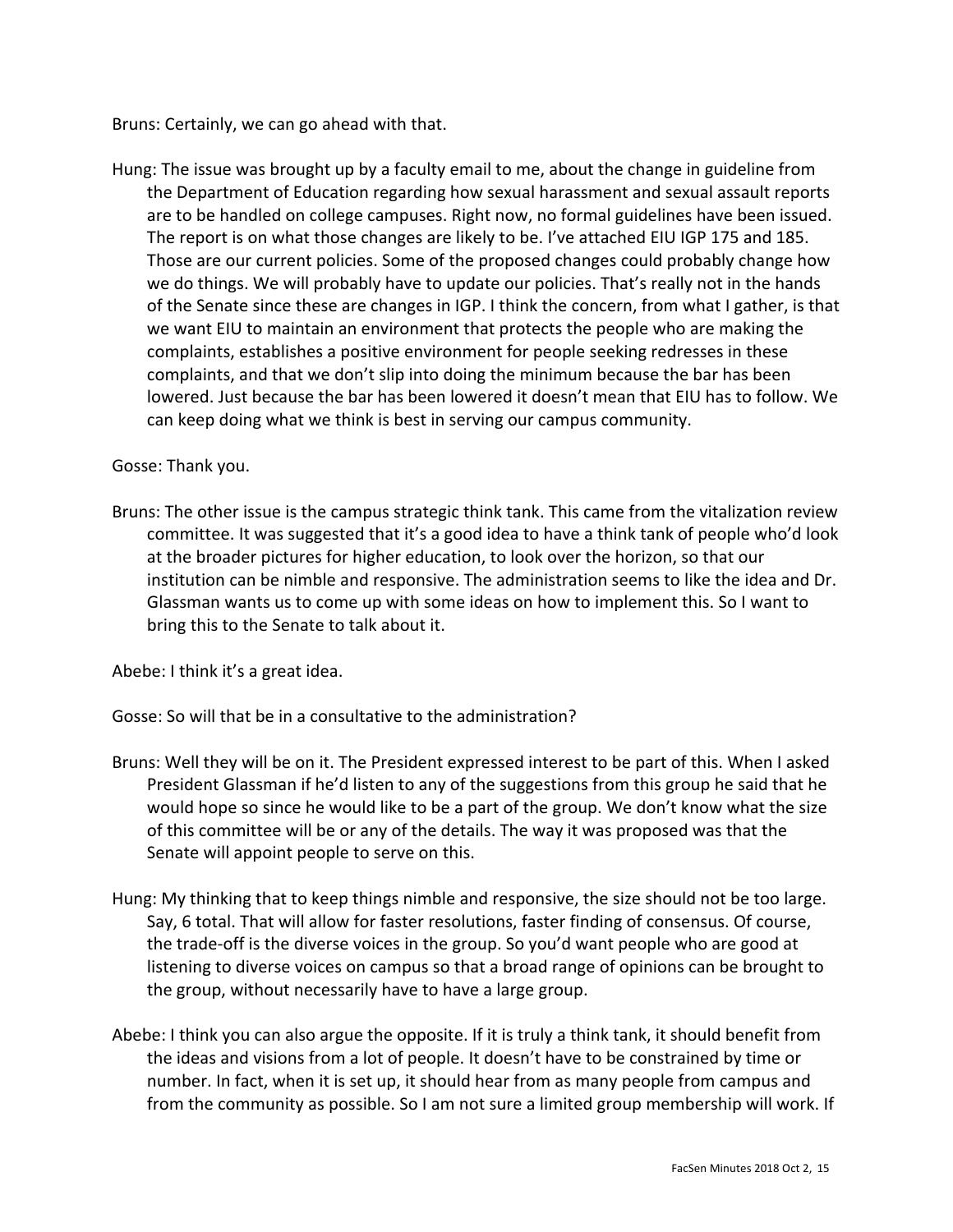Bruns: Certainly, we can go ahead with that.

Hung: The issue was brought up by a faculty email to me, about the change in guideline from the Department of Education regarding how sexual harassment and sexual assault reports are to be handled on college campuses. Right now, no formal guidelines have been issued. The report is on what those changes are likely to be. I've attached EIU IGP 175 and 185. Those are our current policies. Some of the proposed changes could probably change how we do things. We will probably have to update our policies. That's really not in the hands of the Senate since these are changes in IGP. I think the concern, from what I gather, is that we want EIU to maintain an environment that protects the people who are making the complaints, establishes a positive environment for people seeking redresses in these complaints, and that we don't slip into doing the minimum because the bar has been lowered. Just because the bar has been lowered it doesn't mean that EIU has to follow. We can keep doing what we think is best in serving our campus community.

Gosse: Thank you.

Bruns: The other issue is the campus strategic think tank. This came from the vitalization review committee. It was suggested that it's a good idea to have a think tank of people who'd look at the broader pictures for higher education, to look over the horizon, so that our institution can be nimble and responsive. The administration seems to like the idea and Dr. Glassman wants us to come up with some ideas on how to implement this. So I want to bring this to the Senate to talk about it.

Abebe: I think it's a great idea.

Gosse: So will that be in a consultative to the administration?

Bruns: Well they will be on it. The President expressed interest to be part of this. When I asked President Glassman if he'd listen to any of the suggestions from this group he said that he would hope so since he would like to be a part of the group. We don't know what the size of this committee will be or any of the details. The way it was proposed was that the Senate will appoint people to serve on this.

Hung: My thinking that to keep things nimble and responsive, the size should not be too large. Say, 6 total. That will allow for faster resolutions, faster finding of consensus. Of course, the trade-off is the diverse voices in the group. So you'd want people who are good at listening to diverse voices on campus so that a broad range of opinions can be brought to the group, without necessarily have to have a large group.

Abebe: I think you can also argue the opposite. If it is truly a think tank, it should benefit from the ideas and visions from a lot of people. It doesn't have to be constrained by time or number. In fact, when it is set up, it should hear from as many people from campus and from the community as possible. So I am not sure a limited group membership will work. If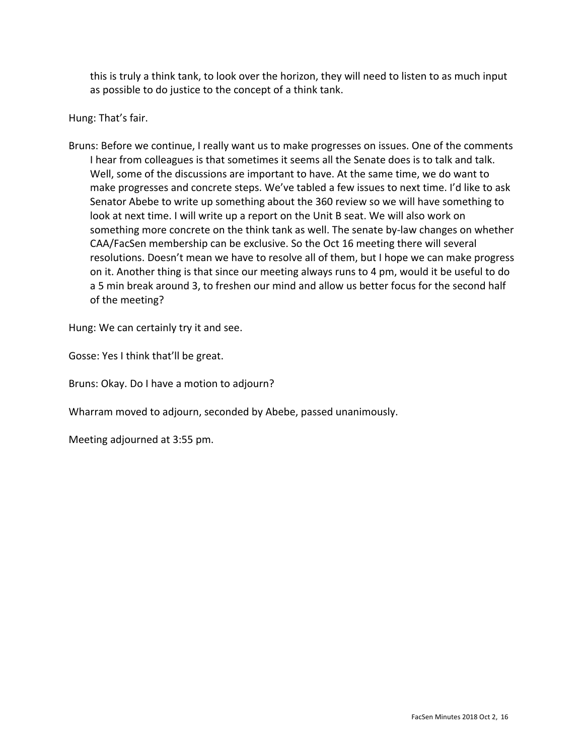this is truly a think tank, to look over the horizon, they will need to listen to as much input as possible to do justice to the concept of a think tank.

Hung: That's fair.

Bruns: Before we continue, I really want us to make progresses on issues. One of the comments I hear from colleagues is that sometimes it seems all the Senate does is to talk and talk. Well, some of the discussions are important to have. At the same time, we do want to make progresses and concrete steps. We've tabled a few issues to next time. I'd like to ask Senator Abebe to write up something about the 360 review so we will have something to look at next time. I will write up a report on the Unit B seat. We will also work on something more concrete on the think tank as well. The senate by-law changes on whether CAA/FacSen membership can be exclusive. So the Oct 16 meeting there will several resolutions. Doesn't mean we have to resolve all of them, but I hope we can make progress on it. Another thing is that since our meeting always runs to 4 pm, would it be useful to do a 5 min break around 3, to freshen our mind and allow us better focus for the second half of the meeting?

Hung: We can certainly try it and see.

Gosse: Yes I think that'll be great.

Bruns: Okay. Do I have a motion to adjourn?

Wharram moved to adjourn, seconded by Abebe, passed unanimously.

Meeting adjourned at 3:55 pm.